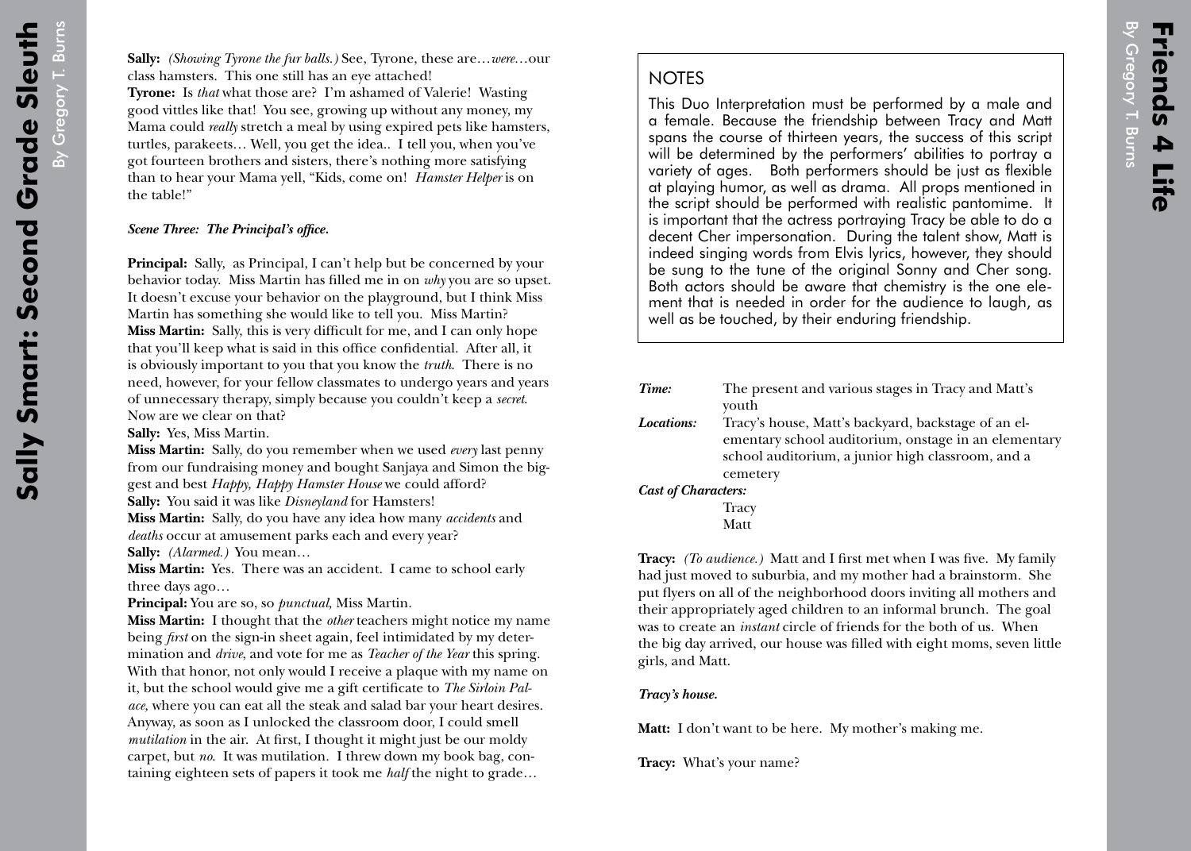**Sally:** *(Showing Tyrone the fur balls.)* See, Tyrone, these are…*were*…our class hamsters. This one still has an eye attached!
**Tyrone:** Is *that* what those are? I'm ashamed of Valerie! Wasting good vittles like that! You see, growing up without any money, my Mama could *really* stretch a meal by using expired pets like hamsters, turtles, parakeets… Well, you get the idea.. I tell you, when you've got fourteen brothers and sisters, there's nothing more satisfying than to hear your Mama yell, "Kids, come on! *Hamster Helper* is on the table!"

***Scene Three: The Principal's office.***

**Principal:** Sally, as Principal, I can't help but be concerned by your behavior today. Miss Martin has filled me in on *why* you are so upset. It doesn't excuse your behavior on the playground, but I think Miss Martin has something she would like to tell you. Miss Martin?
**Miss Martin:** Sally, this is very difficult for me, and I can only hope that you'll keep what is said in this office confidential. After all, it is obviously important to you that you know the *truth*. There is no need, however, for your fellow classmates to undergo years and years of unnecessary therapy, simply because you couldn't keep a *secret*. Now are we clear on that?
**Sally:** Yes, Miss Martin.
**Miss Martin:** Sally, do you remember when we used *every* last penny from our fundraising money and bought Sanjaya and Simon the biggest and best *Happy, Happy Hamster House* we could afford?
**Sally:** You said it was like *Disneyland* for Hamsters!
**Miss Martin:** Sally, do you have any idea how many *accidents* and *deaths* occur at amusement parks each and every year?
**Sally:** *(Alarmed.)* You mean…
**Miss Martin:** Yes. There was an accident. I came to school early three days ago…
**Principal:** You are so, so *punctual*, Miss Martin.
**Miss Martin:** I thought that the *other* teachers might notice my name being *first* on the sign-in sheet again, feel intimidated by my determination and *drive*, and vote for me as *Teacher of the Year* this spring. With that honor, not only would I receive a plaque with my name on it, but the school would give me a gift certificate to *The Sirloin Palace,* where you can eat all the steak and salad bar your heart desires. Anyway, as soon as I unlocked the classroom door, I could smell *mutilation* in the air. At first, I thought it might just be our moldy carpet, but *no*. It was mutilation. I threw down my book bag, containing eighteen sets of papers it took me *half* the night to grade…

# Friends 4 Life

By Gregory T. Burns

## NOTES

This Duo Interpretation must be performed by a male and a female. Because the friendship between Tracy and Matt spans the course of thirteen years, the success of this script will be determined by the performers' abilities to portray a variety of ages. Both performers should be just as flexible at playing humor, as well as drama. All props mentioned in the script should be performed with realistic pantomime. It is important that the actress portraying Tracy be able to do a decent Cher impersonation. During the talent show, Matt is indeed singing words from Elvis lyrics, however, they should be sung to the tune of the original Sonny and Cher song. Both actors should be aware that chemistry is the one element that is needed in order for the audience to laugh, as well as be touched, by their enduring friendship.

***Time:*** The present and various stages in Tracy and Matt's youth
***Locations:*** Tracy's house, Matt's backyard, backstage of an elementary school auditorium, onstage in an elementary school auditorium, a junior high classroom, and a cemetery
***Cast of Characters:***
Tracy
Matt

**Tracy:** *(To audience.)* Matt and I first met when I was five. My family had just moved to suburbia, and my mother had a brainstorm. She put flyers on all of the neighborhood doors inviting all mothers and their appropriately aged children to an informal brunch. The goal was to create an *instant* circle of friends for the both of us. When the big day arrived, our house was filled with eight moms, seven little girls, and Matt.

***Tracy's house.***

**Matt:** I don't want to be here. My mother's making me.

**Tracy:** What's your name?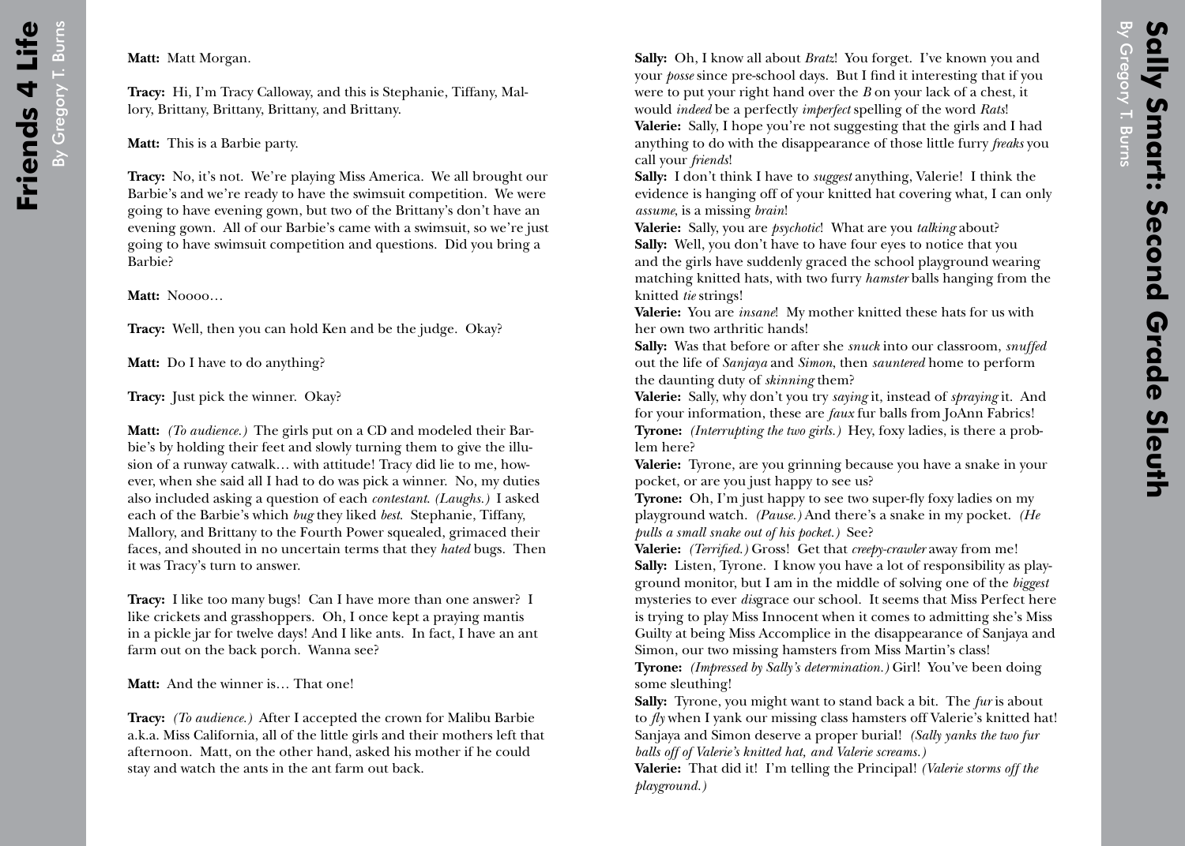**Matt:** Matt Morgan.

**Tracy:** Hi, I'm Tracy Calloway, and this is Stephanie, Tiffany, Mallory, Brittany, Brittany, Brittany, and Brittany.

**Matt:** This is a Barbie party.

**Tracy:** No, it's not. We're playing Miss America. We all brought our Barbie's and we're ready to have the swimsuit competition. We were going to have evening gown, but two of the Brittany's don't have an evening gown. All of our Barbie's came with a swimsuit, so we're just going to have swimsuit competition and questions. Did you bring a Barbie?

**Matt:** Noooo…

**Tracy:** Well, then you can hold Ken and be the judge. Okay?

**Matt:** Do I have to do anything?

**Tracy:** Just pick the winner. Okay?

**Matt:** *(To audience.)* The girls put on a CD and modeled their Barbie's by holding their feet and slowly turning them to give the illusion of a runway catwalk… with attitude! Tracy did lie to me, however, when she said all I had to do was pick a winner. No, my duties also included asking a question of each *contestant*. *(Laughs.)* I asked each of the Barbie's which *bug* they liked *best*. Stephanie, Tiffany, Mallory, and Brittany to the Fourth Power squealed, grimaced their faces, and shouted in no uncertain terms that they *hated* bugs. Then it was Tracy's turn to answer.

**Tracy:** I like too many bugs! Can I have more than one answer? I like crickets and grasshoppers. Oh, I once kept a praying mantis in a pickle jar for twelve days! And I like ants. In fact, I have an ant farm out on the back porch. Wanna see?

**Matt:** And the winner is… That one!

**Tracy:** *(To audience.)* After I accepted the crown for Malibu Barbie a.k.a. Miss California, all of the little girls and their mothers left that afternoon. Matt, on the other hand, asked his mother if he could stay and watch the ants in the ant farm out back.

**Sally:** Oh, I know all about *Bratz*! You forget. I've known you and your *posse* since pre-school days. But I find it interesting that if you were to put your right hand over the *B* on your lack of a chest, it would *indeed* be a perfectly *imperfect* spelling of the word *Rats*!
**Valerie:** Sally, I hope you're not suggesting that the girls and I had anything to do with the disappearance of those little furry *freaks* you call your *friends*!
**Sally:** I don't think I have to *suggest* anything, Valerie! I think the evidence is hanging off of your knitted hat covering what, I can only *assume*, is a missing *brain*!
**Valerie:** Sally, you are *psychotic*! What are you *talking* about?
**Sally:** Well, you don't have to have four eyes to notice that you and the girls have suddenly graced the school playground wearing matching knitted hats, with two furry *hamster* balls hanging from the knitted *tie* strings!
**Valerie:** You are *insane*! My mother knitted these hats for us with her own two arthritic hands!
**Sally:** Was that before or after she *snuck* into our classroom, *snuffed* out the life of *Sanjaya* and *Simon*, then *sauntered* home to perform the daunting duty of *skinning* them?
**Valerie:** Sally, why don't you try *saying* it, instead of *spraying* it. And for your information, these are *faux* fur balls from JoAnn Fabrics!
**Tyrone:** *(Interrupting the two girls.)* Hey, foxy ladies, is there a problem here?
**Valerie:** Tyrone, are you grinning because you have a snake in your pocket, or are you just happy to see us?
**Tyrone:** Oh, I'm just happy to see two super-fly foxy ladies on my playground watch. *(Pause.)* And there's a snake in my pocket. *(He pulls a small snake out of his pocket.)* See?
**Valerie:** *(Terrified.)* Gross! Get that *creepy-crawler* away from me!
**Sally:** Listen, Tyrone. I know you have a lot of responsibility as playground monitor, but I am in the middle of solving one of the *biggest* mysteries to ever *dis*grace our school. It seems that Miss Perfect here is trying to play Miss Innocent when it comes to admitting she's Miss Guilty at being Miss Accomplice in the disappearance of Sanjaya and Simon, our two missing hamsters from Miss Martin's class!
**Tyrone:** *(Impressed by Sally's determination.)* Girl! You've been doing some sleuthing!
**Sally:** Tyrone, you might want to stand back a bit. The *fur* is about to *fly* when I yank our missing class hamsters off Valerie's knitted hat! Sanjaya and Simon deserve a proper burial! *(Sally yanks the two fur balls off of Valerie's knitted hat, and Valerie screams.)*
**Valerie:** That did it! I'm telling the Principal! *(Valerie storms off the playground.)*